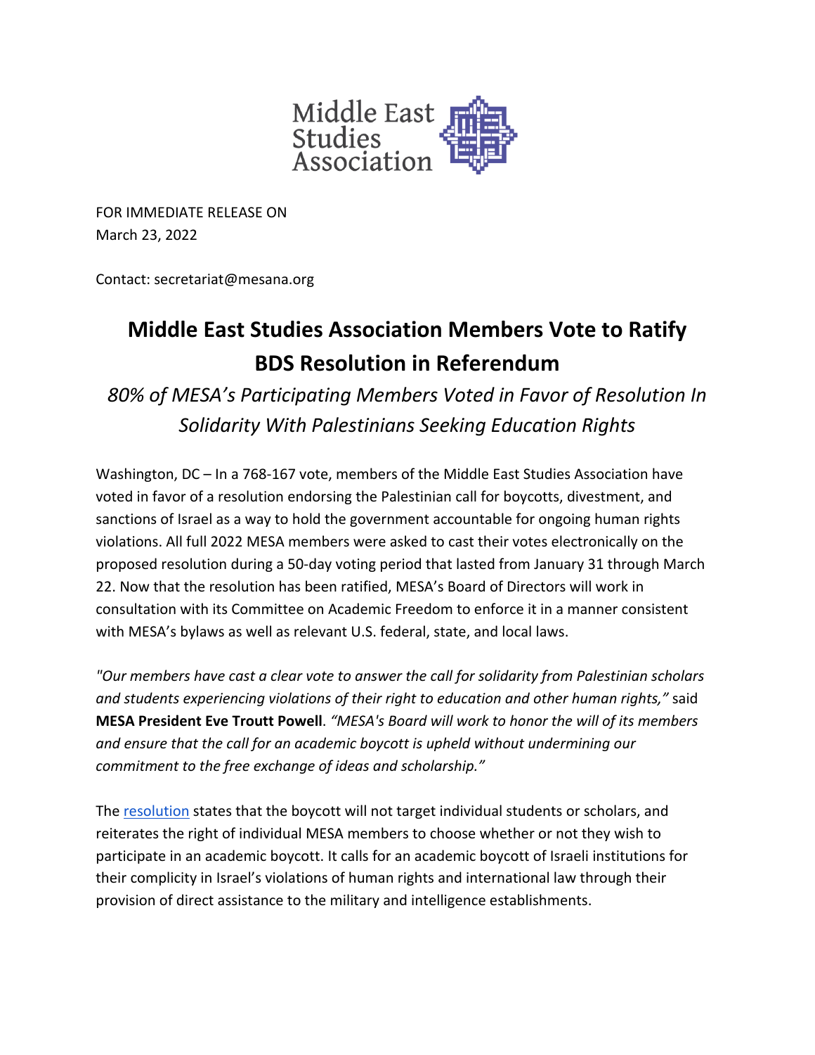Middle East Studies Association

FOR IMMEDIATE RELEASE ON
March 23, 2022

Contact: secretariat@mesana.org

# Middle East Studies Association Members Vote to Ratify BDS Resolution in Referendum

*80% of MESA's Participating Members Voted in Favor of Resolution In Solidarity With Palestinians Seeking Education Rights*

Washington, DC – In a 768-167 vote, members of the Middle East Studies Association have voted in favor of a resolution endorsing the Palestinian call for boycotts, divestment, and sanctions of Israel as a way to hold the government accountable for ongoing human rights violations. All full 2022 MESA members were asked to cast their votes electronically on the proposed resolution during a 50-day voting period that lasted from January 31 through March 22. Now that the resolution has been ratified, MESA's Board of Directors will work in consultation with its Committee on Academic Freedom to enforce it in a manner consistent with MESA's bylaws as well as relevant U.S. federal, state, and local laws.

*"Our members have cast a clear vote to answer the call for solidarity from Palestinian scholars and students experiencing violations of their right to education and other human rights,"* said **MESA President Eve Troutt Powell**. *"MESA's Board will work to honor the will of its members and ensure that the call for an academic boycott is upheld without undermining our commitment to the free exchange of ideas and scholarship."*

The resolution states that the boycott will not target individual students or scholars, and reiterates the right of individual MESA members to choose whether or not they wish to participate in an academic boycott. It calls for an academic boycott of Israeli institutions for their complicity in Israel's violations of human rights and international law through their provision of direct assistance to the military and intelligence establishments.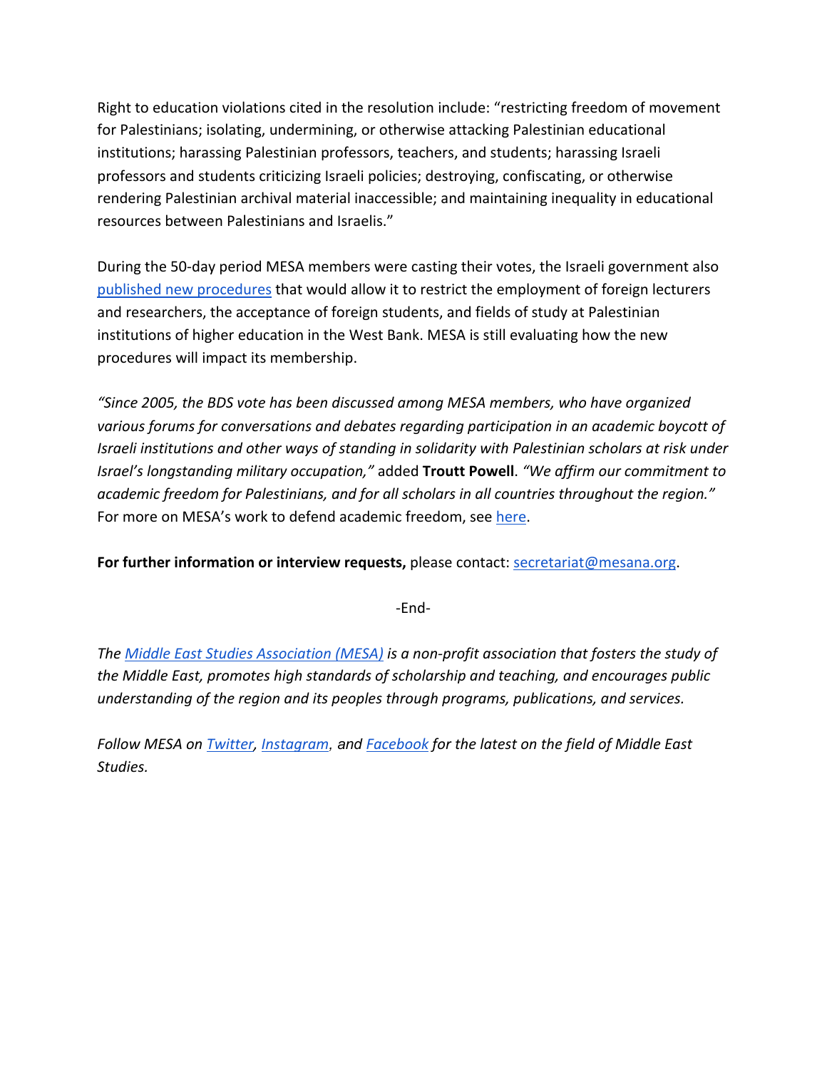Right to education violations cited in the resolution include: "restricting freedom of movement for Palestinians; isolating, undermining, or otherwise attacking Palestinian educational institutions; harassing Palestinian professors, teachers, and students; harassing Israeli professors and students criticizing Israeli policies; destroying, confiscating, or otherwise rendering Palestinian archival material inaccessible; and maintaining inequality in educational resources between Palestinians and Israelis."

During the 50-day period MESA members were casting their votes, the Israeli government also [published new procedures](#) that would allow it to restrict the employment of foreign lecturers and researchers, the acceptance of foreign students, and fields of study at Palestinian institutions of higher education in the West Bank. MESA is still evaluating how the new procedures will impact its membership.

*"Since 2005, the BDS vote has been discussed among MESA members, who have organized various forums for conversations and debates regarding participation in an academic boycott of Israeli institutions and other ways of standing in solidarity with Palestinian scholars at risk under Israel's longstanding military occupation,"* added **Troutt Powell**. *"We affirm our commitment to academic freedom for Palestinians, and for all scholars in all countries throughout the region."* For more on MESA's work to defend academic freedom, see [here](#).

**For further information or interview requests,** please contact: [secretariat@mesana.org](mailto:secretariat@mesana.org).

-End-

*The [Middle East Studies Association (MESA)](#) is a non-profit association that fosters the study of the Middle East, promotes high standards of scholarship and teaching, and encourages public understanding of the region and its peoples through programs, publications, and services.*

*Follow MESA on [Twitter](#), [Instagram](#), and [Facebook](#) for the latest on the field of Middle East Studies.*